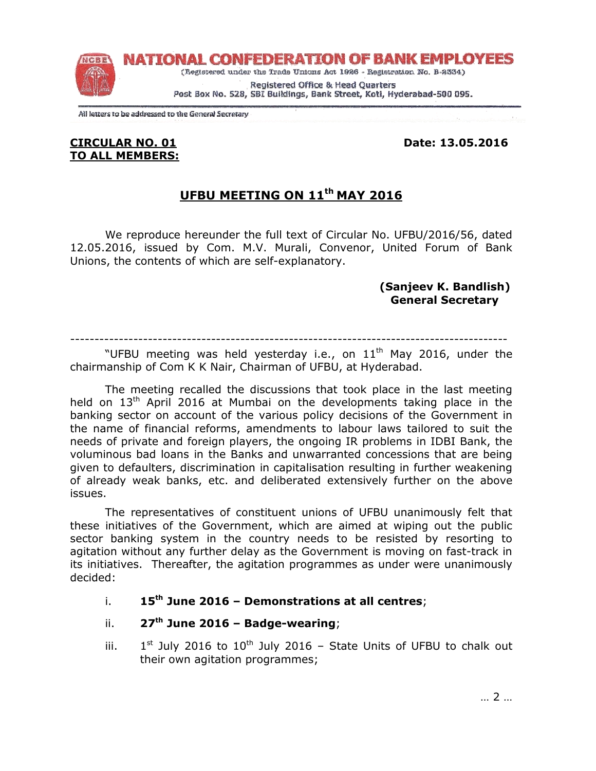# NATIONAL CONFEDERATION OF BANK EMPLOYEES

(Registered under the Trade Unions Act 1926 - Registration No. B-2334)

Registered Office & Head Quarters
Post Box No. 528, SBI Buildings, Bank Street, Koti, Hyderabad-500 095.

All letters to be addressed to the General Secretary

**CIRCULAR NO. 01**
**TO ALL MEMBERS:**

**Date: 13.05.2016**

## UFBU MEETING ON 11th MAY 2016

We reproduce hereunder the full text of Circular No. UFBU/2016/56, dated 12.05.2016, issued by Com. M.V. Murali, Convenor, United Forum of Bank Unions, the contents of which are self-explanatory.

**(Sanjeev K. Bandlish)**
**General Secretary**

---

"UFBU meeting was held yesterday i.e., on 11th May 2016, under the chairmanship of Com K K Nair, Chairman of UFBU, at Hyderabad.

The meeting recalled the discussions that took place in the last meeting held on 13th April 2016 at Mumbai on the developments taking place in the banking sector on account of the various policy decisions of the Government in the name of financial reforms, amendments to labour laws tailored to suit the needs of private and foreign players, the ongoing IR problems in IDBI Bank, the voluminous bad loans in the Banks and unwarranted concessions that are being given to defaulters, discrimination in capitalisation resulting in further weakening of already weak banks, etc. and deliberated extensively further on the above issues.

The representatives of constituent unions of UFBU unanimously felt that these initiatives of the Government, which are aimed at wiping out the public sector banking system in the country needs to be resisted by resorting to agitation without any further delay as the Government is moving on fast-track in its initiatives. Thereafter, the agitation programmes as under were unanimously decided:

i. **15th June 2016 – Demonstrations at all centres**;

ii. **27th June 2016 – Badge-wearing**;

iii. 1st July 2016 to 10th July 2016 – State Units of UFBU to chalk out their own agitation programmes;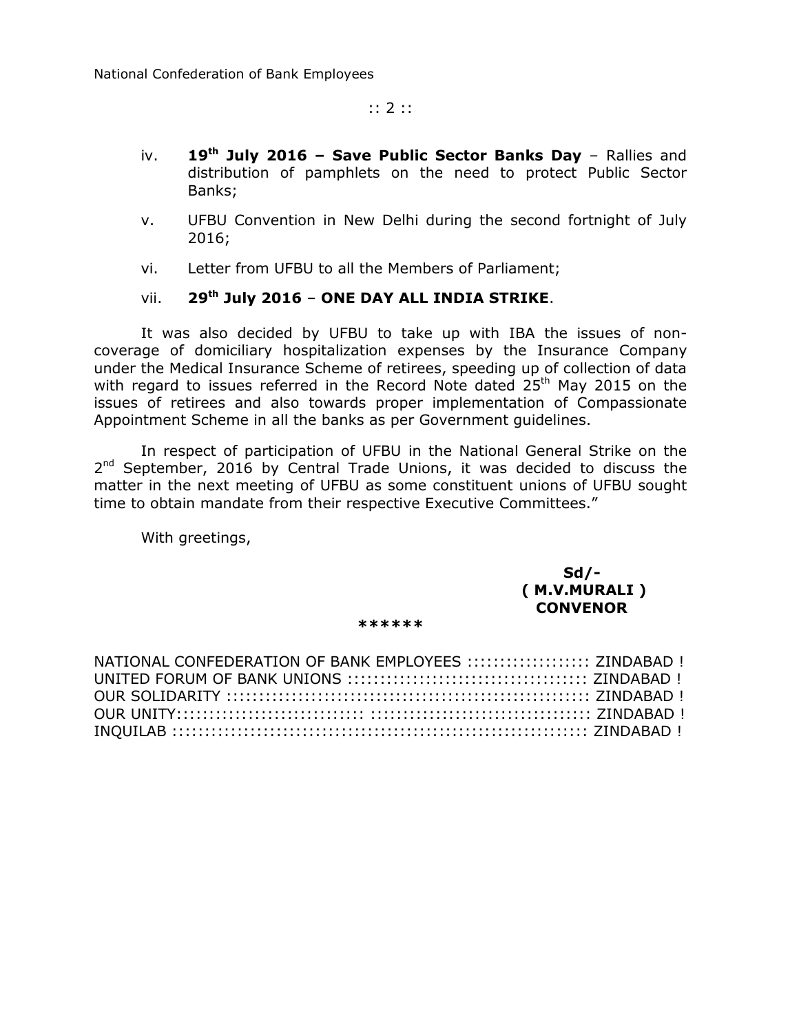iv. **19th July 2016 – Save Public Sector Banks Day** – Rallies and distribution of pamphlets on the need to protect Public Sector Banks;

v. UFBU Convention in New Delhi during the second fortnight of July 2016;

vi. Letter from UFBU to all the Members of Parliament;

vii. **29th July 2016** – **ONE DAY ALL INDIA STRIKE**.

It was also decided by UFBU to take up with IBA the issues of non-coverage of domiciliary hospitalization expenses by the Insurance Company under the Medical Insurance Scheme of retirees, speeding up of collection of data with regard to issues referred in the Record Note dated 25th May 2015 on the issues of retirees and also towards proper implementation of Compassionate Appointment Scheme in all the banks as per Government guidelines.

In respect of participation of UFBU in the National General Strike on the 2nd September, 2016 by Central Trade Unions, it was decided to discuss the matter in the next meeting of UFBU as some constituent unions of UFBU sought time to obtain mandate from their respective Executive Committees."

With greetings,

**Sd/-**
**( M.V.MURALI )**
**CONVENOR**

**\*\*\*\*\*\***

NATIONAL CONFEDERATION OF BANK EMPLOYEES :::::::::::::::::: ZINDABAD !
UNITED FORUM OF BANK UNIONS :::::::::::::::::::::::::::::::::::: ZINDABAD !
OUR SOLIDARITY ::::::::::::::::::::::::::::::::::::::::::::::::::::: ZINDABAD !
OUR UNITY:::::::::::::::::::::::::::: :::::::::::::::::::::::::::::::: ZINDABAD !
INQUILAB :::::::::::::::::::::::::::::::::::::::::::::::::::::::::::: ZINDABAD !